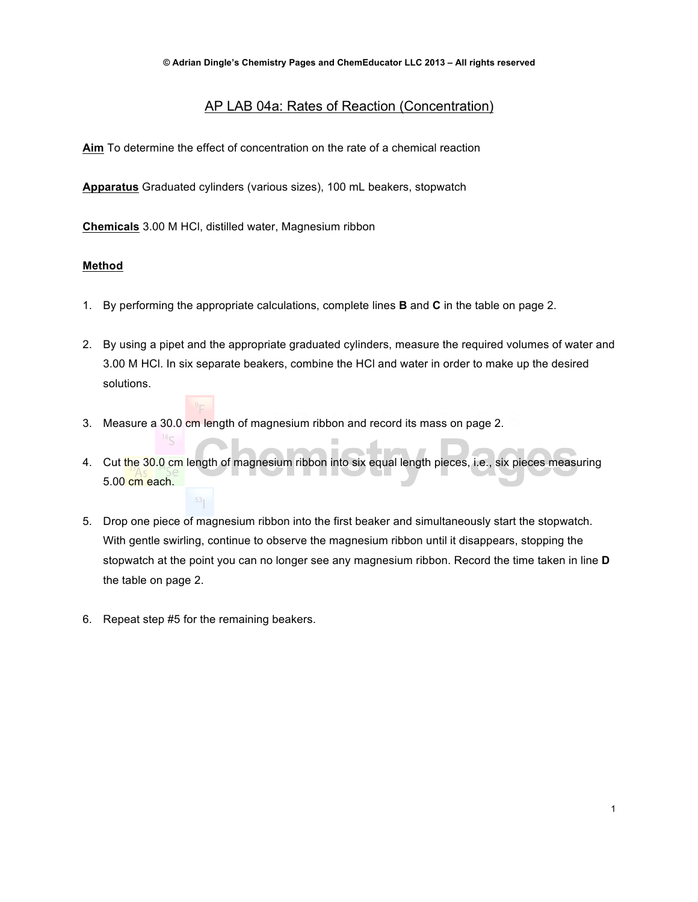© Adrian Dingle's Chemistry Pages and ChemEducator LLC 2013 – All rights reserved

# AP LAB 04a: Rates of Reaction (Concentration)

**Aim** To determine the effect of concentration on the rate of a chemical reaction

**Apparatus** Graduated cylinders (various sizes), 100 mL beakers, stopwatch

**Chemicals** 3.00 M HCl, distilled water, Magnesium ribbon

**Method**

1. By performing the appropriate calculations, complete lines **B** and **C** in the table on page 2.

2. By using a pipet and the appropriate graduated cylinders, measure the required volumes of water and 3.00 M HCl. In six separate beakers, combine the HCl and water in order to make up the desired solutions.

3. Measure a 30.0 cm length of magnesium ribbon and record its mass on page 2.

4. Cut the 30.0 cm length of magnesium ribbon into six equal length pieces, i.e., six pieces measuring 5.00 cm each.

5. Drop one piece of magnesium ribbon into the first beaker and simultaneously start the stopwatch. With gentle swirling, continue to observe the magnesium ribbon until it disappears, stopping the stopwatch at the point you can no longer see any magnesium ribbon. Record the time taken in line **D** the table on page 2.

6. Repeat step #5 for the remaining beakers.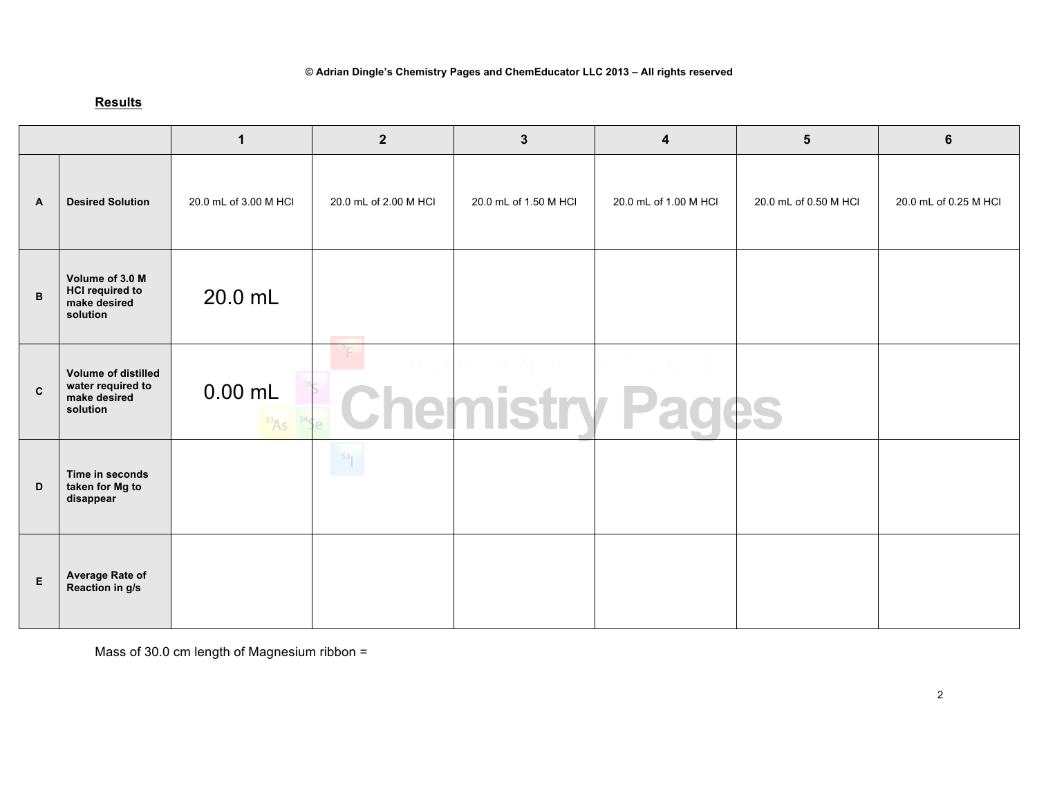## Results

| | | 1 | 2 | 3 | 4 | 5 | 6 |
|---|---|---|---|---|---|---|---|
| A | Desired Solution | 20.0 mL of 3.00 M HCl | 20.0 mL of 2.00 M HCl | 20.0 mL of 1.50 M HCl | 20.0 mL of 1.00 M HCl | 20.0 mL of 0.50 M HCl | 20.0 mL of 0.25 M HCl |
| B | Volume of 3.0 M HCl required to make desired solution | 20.0 mL | | | | | |
| C | Volume of distilled water required to make desired solution | 0.00 mL | | | | | |
| D | Time in seconds taken for Mg to disappear | | | | | | |
| E | Average Rate of Reaction in g/s | | | | | | |

Mass of 30.0 cm length of Magnesium ribbon =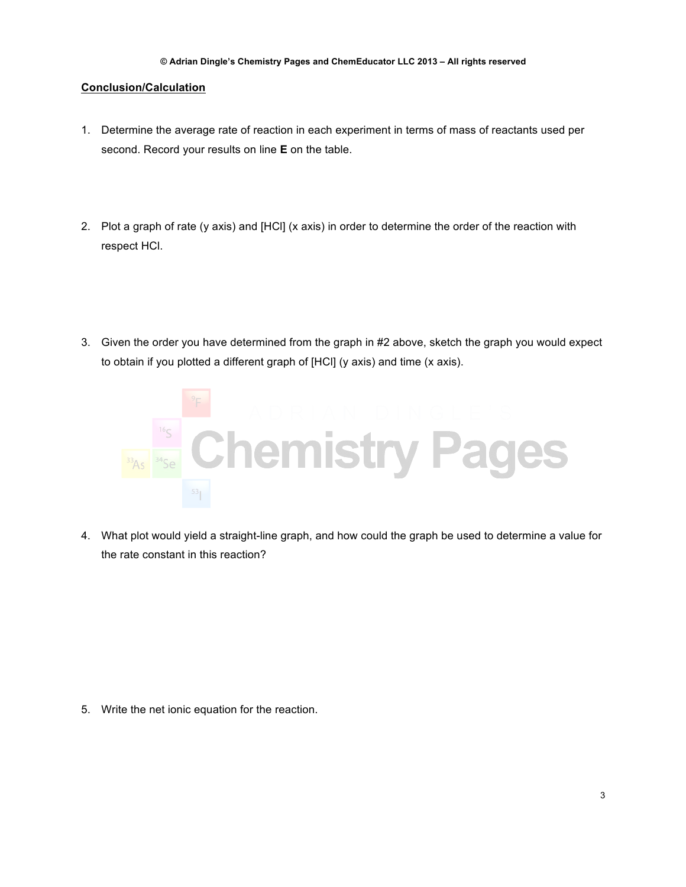## Conclusion/Calculation

1. Determine the average rate of reaction in each experiment in terms of mass of reactants used per second. Record your results on line **E** on the table.

2. Plot a graph of rate (y axis) and [HCl] (x axis) in order to determine the order of the reaction with respect HCl.

3. Given the order you have determined from the graph in #2 above, sketch the graph you would expect to obtain if you plotted a different graph of [HCl] (y axis) and time (x axis).

4. What plot would yield a straight-line graph, and how could the graph be used to determine a value for the rate constant in this reaction?

5. Write the net ionic equation for the reaction.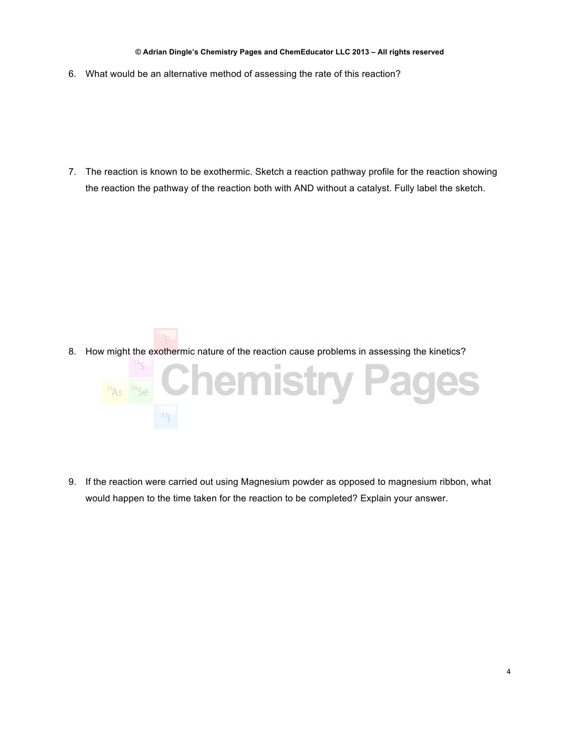6. What would be an alternative method of assessing the rate of this reaction?

7. The reaction is known to be exothermic. Sketch a reaction pathway profile for the reaction showing the reaction the pathway of the reaction both with AND without a catalyst. Fully label the sketch.

8. How might the exothermic nature of the reaction cause problems in assessing the kinetics?

9. If the reaction were carried out using Magnesium powder as opposed to magnesium ribbon, what would happen to the time taken for the reaction to be completed? Explain your answer.